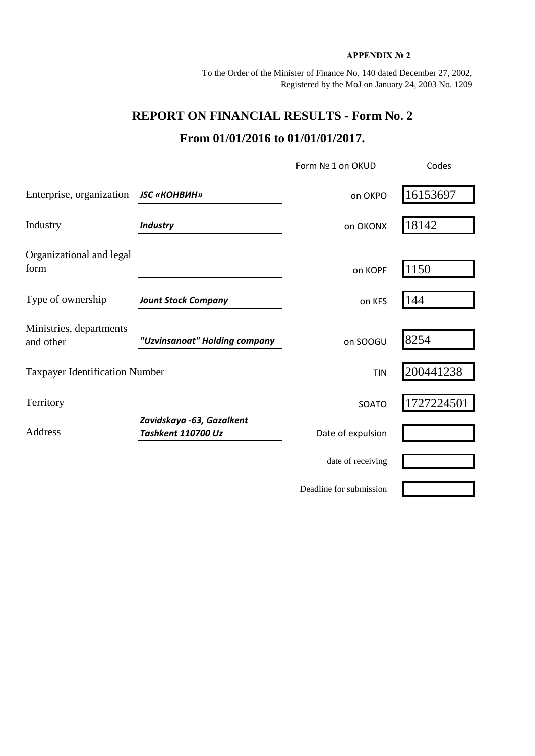**APPENDIX № 2**

To the Order of the Minister of Finance No. 140 dated December 27, 2002,
Registered by the MoJ on January 24, 2003 No. 1209

# REPORT ON FINANCIAL RESULTS - Form No. 2

## From 01/01/2016 to 01/01/01/2017.

| | | | Form № 1 on OKUD | Codes |
|---|---|---|---|---|
| Enterprise, organization | ***JSC «КОНВИН»*** | | on OKPO | 16153697 |
| Industry | ***Industry*** | | on OKONX | 18142 |
| Organizational and legal form | | | on KOPF | 1150 |
| Type of ownership | ***Jount Stock Company*** | | on KFS | 144 |
| Ministries, departments and other | ***"Uzvinsanoat" Holding company*** | | on SOOGU | 8254 |
| Taxpayer Identification Number | | | TIN | 200441238 |
| Territory | | | SOATO | 1727224501 |
| Address | ***Zavidskaya -63, Gazalkent Tashkent 110700 Uz*** | | Date of expulsion | |
| | | | date of receiving | |
| | | | Deadline for submission | |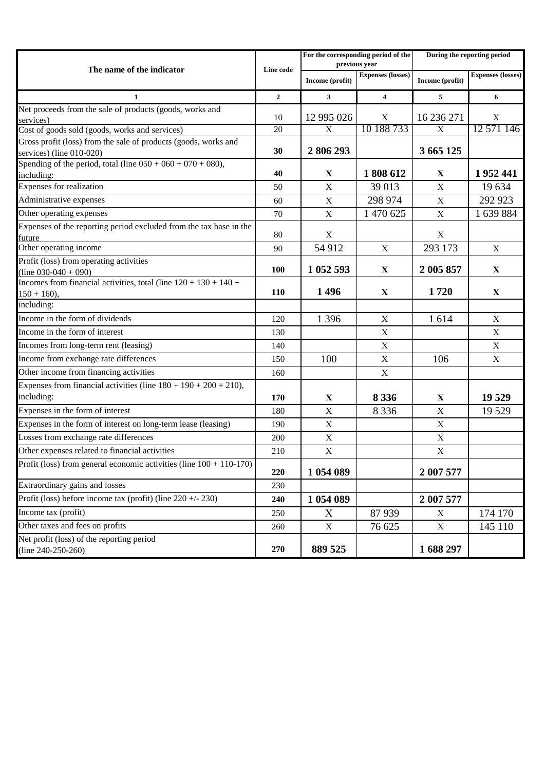| The name of the indicator | Line code | For the corresponding period of the previous year | | During the reporting period | |
|---|---|---|---|---|---|
| | | Income (profit) | Expenses (losses) | Income (profit) | Expenses (losses) |
| **1** | **2** | **3** | **4** | **5** | **6** |
| Net proceeds from the sale of products (goods, works and services) | 10 | 12 995 026 | X | 16 236 271 | X |
| Cost of goods sold (goods, works and services) | 20 | X | 10 188 733 | X | 12 571 146 |
| Gross profit (loss) from the sale of products (goods, works and services) (line 010-020) | **30** | **2 806 293** | | **3 665 125** | |
| Spending of the period, total (line 050 + 060 + 070 + 080), including: | **40** | **X** | **1 808 612** | **X** | **1 952 441** |
| Expenses for realization | 50 | X | 39 013 | X | 19 634 |
| Administrative expenses | 60 | X | 298 974 | X | 292 923 |
| Other operating expenses | 70 | X | 1 470 625 | X | 1 639 884 |
| Expenses of the reporting period excluded from the tax base in the future | 80 | X | | X | |
| Other operating income | 90 | 54 912 | X | 293 173 | X |
| Profit (loss) from operating activities (line 030-040 + 090) | **100** | **1 052 593** | **X** | **2 005 857** | **X** |
| Incomes from financial activities, total (line 120 + 130 + 140 + 150 + 160), | **110** | **1 496** | **X** | **1 720** | **X** |
| including: | | | | | |
| Income in the form of dividends | 120 | 1 396 | X | 1 614 | X |
| Income in the form of interest | 130 | | X | | X |
| Incomes from long-term rent (leasing) | 140 | | X | | X |
| Income from exchange rate differences | 150 | 100 | X | 106 | X |
| Other income from financing activities | 160 | | X | | |
| Expenses from financial activities (line 180 + 190 + 200 + 210), including: | **170** | **X** | **8 336** | **X** | **19 529** |
| Expenses in the form of interest | 180 | X | 8 336 | X | 19 529 |
| Expenses in the form of interest on long-term lease (leasing) | 190 | X | | X | |
| Losses from exchange rate differences | 200 | X | | X | |
| Other expenses related to financial activities | 210 | X | | X | |
| Profit (loss) from general economic activities (line 100 + 110-170) | **220** | **1 054 089** | | **2 007 577** | |
| Extraordinary gains and losses | 230 | | | | |
| Profit (loss) before income tax (profit) (line 220 +/- 230) | **240** | **1 054 089** | | **2 007 577** | |
| Income tax (profit) | 250 | X | 87 939 | X | 174 170 |
| Other taxes and fees on profits | 260 | X | 76 625 | X | 145 110 |
| Net profit (loss) of the reporting period (line 240-250-260) | **270** | **889 525** | | **1 688 297** | |